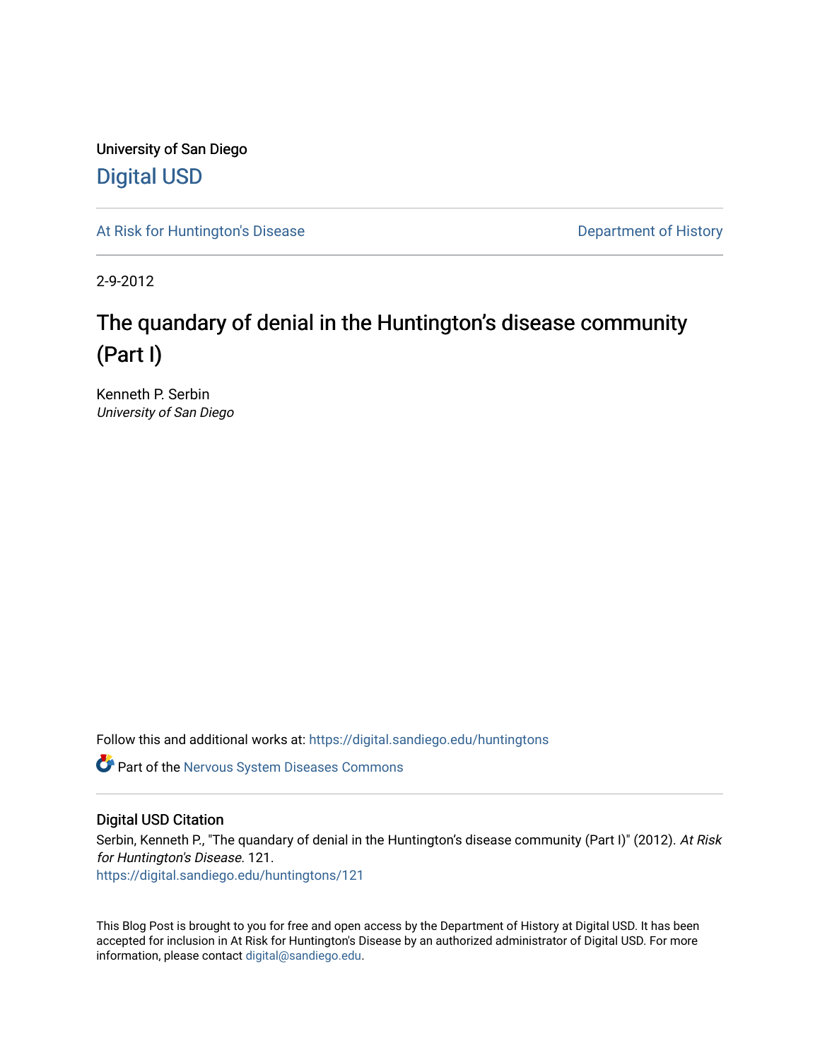University of San Diego

# Digital USD

At Risk for Huntington's Disease

Department of History

2-9-2012

# The quandary of denial in the Huntington's disease community (Part I)

Kenneth P. Serbin
*University of San Diego*

Follow this and additional works at: https://digital.sandiego.edu/huntingtons

Part of the Nervous System Diseases Commons

## Digital USD Citation

Serbin, Kenneth P., "The quandary of denial in the Huntington's disease community (Part I)" (2012). *At Risk for Huntington's Disease*. 121.
https://digital.sandiego.edu/huntingtons/121

This Blog Post is brought to you for free and open access by the Department of History at Digital USD. It has been accepted for inclusion in At Risk for Huntington's Disease by an authorized administrator of Digital USD. For more information, please contact digital@sandiego.edu.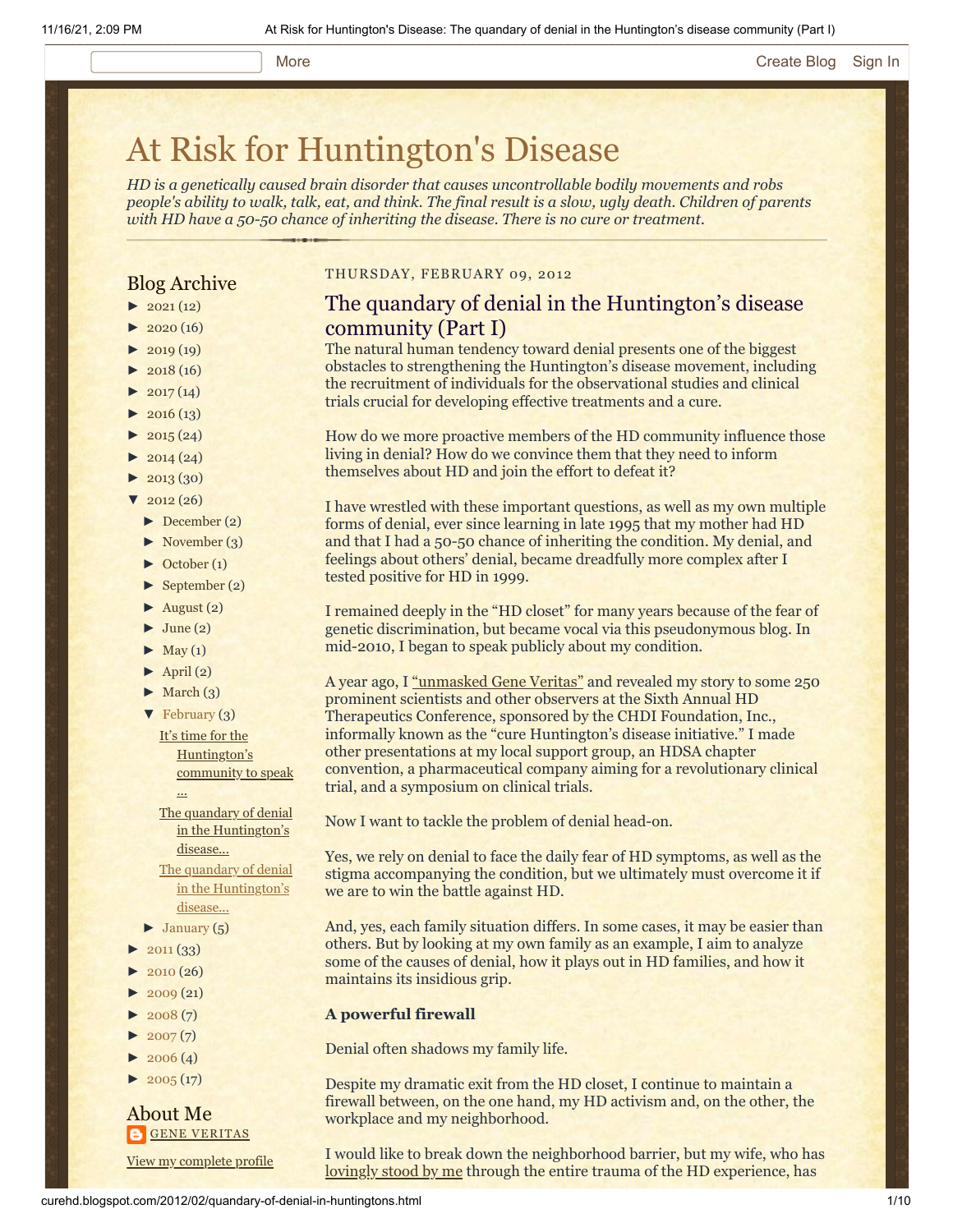# At Risk for Huntington's Disease

*HD is a genetically caused brain disorder that causes uncontrollable bodily movements and robs people's ability to walk, talk, eat, and think. The final result is a slow, ugly death. Children of parents with HD have a 50-50 chance of inheriting the disease. There is no cure or treatment.*

## Blog Archive

- ► 2021 (12)
- ► 2020 (16)
- ► 2019 (19)
- ► 2018 (16)
- ► 2017 (14)
- ► 2016 (13)
- ► 2015 (24)
- ► 2014 (24)
- ► 2013 (30)
- ▼ 2012 (26)
  - ► December (2)
  - ► November (3)
  - ► October (1)
  - ► September (2)
  - ► August (2)
  - ► June (2)
  - ► May (1)
  - ► April (2)
  - ► March (3)
  - ▼ February (3)
    - It's time for the Huntington's community to speak ...
    - The quandary of denial in the Huntington's disease...
    - The quandary of denial in the Huntington's disease...
  - ► January (5)
- ► 2011 (33)
- ► 2010 (26)
- ► 2009 (21)
- ► 2008 (7)
- ► 2007 (7)
- ► 2006 (4)
- ► 2005 (17)

## About Me

GENE VERITAS

View my complete profile

THURSDAY, FEBRUARY 09, 2012

## The quandary of denial in the Huntington's disease community (Part I)

The natural human tendency toward denial presents one of the biggest obstacles to strengthening the Huntington's disease movement, including the recruitment of individuals for the observational studies and clinical trials crucial for developing effective treatments and a cure.

How do we more proactive members of the HD community influence those living in denial? How do we convince them that they need to inform themselves about HD and join the effort to defeat it?

I have wrestled with these important questions, as well as my own multiple forms of denial, ever since learning in late 1995 that my mother had HD and that I had a 50-50 chance of inheriting the condition. My denial, and feelings about others' denial, became dreadfully more complex after I tested positive for HD in 1999.

I remained deeply in the "HD closet" for many years because of the fear of genetic discrimination, but became vocal via this pseudonymous blog. In mid-2010, I began to speak publicly about my condition.

A year ago, I "unmasked Gene Veritas" and revealed my story to some 250 prominent scientists and other observers at the Sixth Annual HD Therapeutics Conference, sponsored by the CHDI Foundation, Inc., informally known as the "cure Huntington's disease initiative." I made other presentations at my local support group, an HDSA chapter convention, a pharmaceutical company aiming for a revolutionary clinical trial, and a symposium on clinical trials.

Now I want to tackle the problem of denial head-on.

Yes, we rely on denial to face the daily fear of HD symptoms, as well as the stigma accompanying the condition, but we ultimately must overcome it if we are to win the battle against HD.

And, yes, each family situation differs. In some cases, it may be easier than others. But by looking at my own family as an example, I aim to analyze some of the causes of denial, how it plays out in HD families, and how it maintains its insidious grip.

**A powerful firewall**

Denial often shadows my family life.

Despite my dramatic exit from the HD closet, I continue to maintain a firewall between, on the one hand, my HD activism and, on the other, the workplace and my neighborhood.

I would like to break down the neighborhood barrier, but my wife, who has lovingly stood by me through the entire trauma of the HD experience, has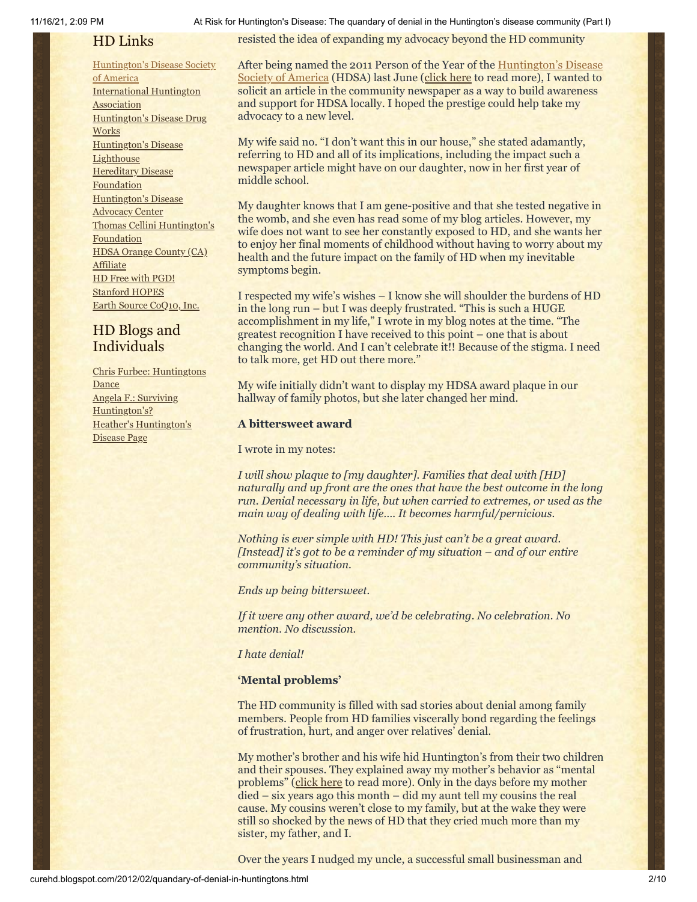## HD Links

[Huntington's Disease Society of America](#)
[International Huntington Association](#)
[Huntington's Disease Drug Works](#)
[Huntington's Disease Lighthouse](#)
[Hereditary Disease Foundation](#)
[Huntington's Disease Advocacy Center](#)
[Thomas Cellini Huntington's Foundation](#)
[HDSA Orange County (CA) Affiliate](#)
[HD Free with PGD!](#)
[Stanford HOPES](#)
[Earth Source CoQ10, Inc.](#)

## HD Blogs and Individuals

[Chris Furbee: Huntingtons Dance](#)
[Angela F.: Surviving Huntington's?](#)
[Heather's Huntington's Disease Page](#)

resisted the idea of expanding my advocacy beyond the HD community

After being named the 2011 Person of the Year of the [Huntington's Disease Society of America](#) (HDSA) last June ([click here](#) to read more), I wanted to solicit an article in the community newspaper as a way to build awareness and support for HDSA locally. I hoped the prestige could help take my advocacy to a new level.

My wife said no. "I don't want this in our house," she stated adamantly, referring to HD and all of its implications, including the impact such a newspaper article might have on our daughter, now in her first year of middle school.

My daughter knows that I am gene-positive and that she tested negative in the womb, and she even has read some of my blog articles. However, my wife does not want to see her constantly exposed to HD, and she wants her to enjoy her final moments of childhood without having to worry about my health and the future impact on the family of HD when my inevitable symptoms begin.

I respected my wife's wishes – I know she will shoulder the burdens of HD in the long run – but I was deeply frustrated. "This is such a HUGE accomplishment in my life," I wrote in my blog notes at the time. "The greatest recognition I have received to this point – one that is about changing the world. And I can't celebrate it!! Because of the stigma. I need to talk more, get HD out there more."

My wife initially didn't want to display my HDSA award plaque in our hallway of family photos, but she later changed her mind.

**A bittersweet award**

I wrote in my notes:

*I will show plaque to [my daughter]. Families that deal with [HD] naturally and up front are the ones that have the best outcome in the long run. Denial necessary in life, but when carried to extremes, or used as the main way of dealing with life…. It becomes harmful/pernicious.*

*Nothing is ever simple with HD! This just can't be a great award. [Instead] it's got to be a reminder of my situation – and of our entire community's situation.*

*Ends up being bittersweet.*

*If it were any other award, we'd be celebrating. No celebration. No mention. No discussion.*

*I hate denial!*

**'Mental problems'**

The HD community is filled with sad stories about denial among family members. People from HD families viscerally bond regarding the feelings of frustration, hurt, and anger over relatives' denial.

My mother's brother and his wife hid Huntington's from their two children and their spouses. They explained away my mother's behavior as "mental problems" ([click here](#) to read more). Only in the days before my mother died – six years ago this month – did my aunt tell my cousins the real cause. My cousins weren't close to my family, but at the wake they were still so shocked by the news of HD that they cried much more than my sister, my father, and I.

Over the years I nudged my uncle, a successful small businessman and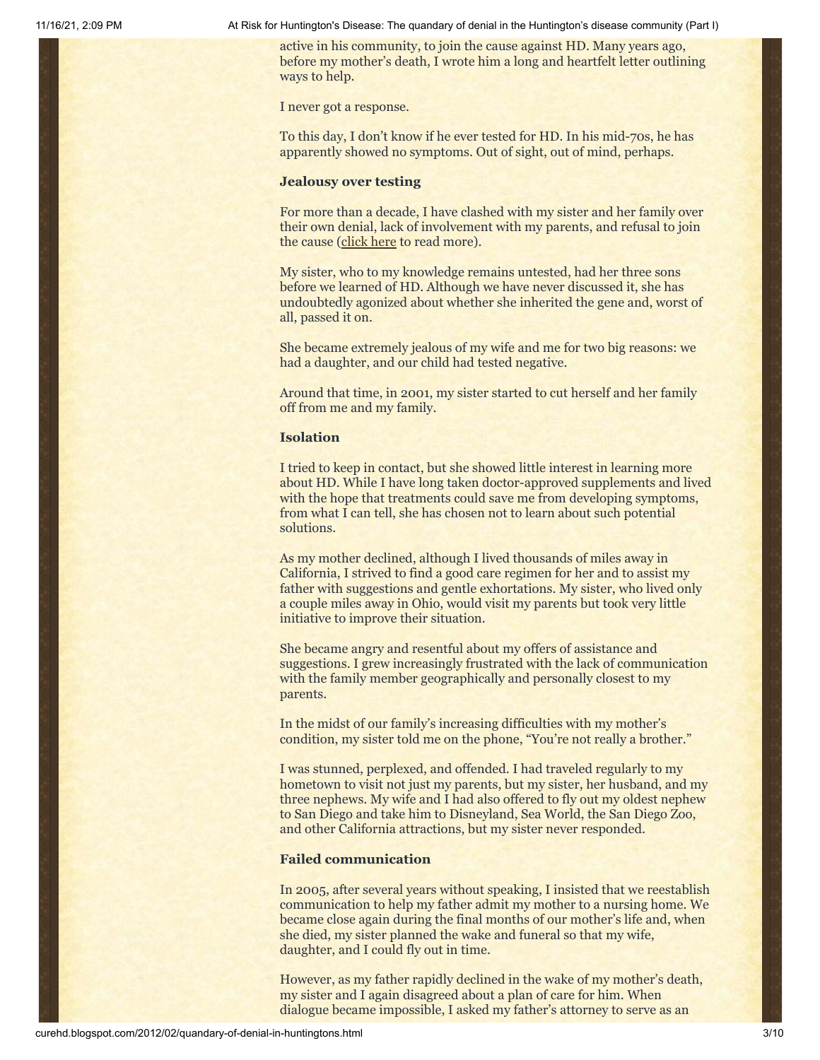active in his community, to join the cause against HD. Many years ago, before my mother's death, I wrote him a long and heartfelt letter outlining ways to help.

I never got a response.

To this day, I don't know if he ever tested for HD. In his mid-70s, he has apparently showed no symptoms. Out of sight, out of mind, perhaps.

**Jealousy over testing**

For more than a decade, I have clashed with my sister and her family over their own denial, lack of involvement with my parents, and refusal to join the cause (click here to read more).

My sister, who to my knowledge remains untested, had her three sons before we learned of HD. Although we have never discussed it, she has undoubtedly agonized about whether she inherited the gene and, worst of all, passed it on.

She became extremely jealous of my wife and me for two big reasons: we had a daughter, and our child had tested negative.

Around that time, in 2001, my sister started to cut herself and her family off from me and my family.

**Isolation**

I tried to keep in contact, but she showed little interest in learning more about HD. While I have long taken doctor-approved supplements and lived with the hope that treatments could save me from developing symptoms, from what I can tell, she has chosen not to learn about such potential solutions.

As my mother declined, although I lived thousands of miles away in California, I strived to find a good care regimen for her and to assist my father with suggestions and gentle exhortations. My sister, who lived only a couple miles away in Ohio, would visit my parents but took very little initiative to improve their situation.

She became angry and resentful about my offers of assistance and suggestions. I grew increasingly frustrated with the lack of communication with the family member geographically and personally closest to my parents.

In the midst of our family's increasing difficulties with my mother's condition, my sister told me on the phone, "You're not really a brother."

I was stunned, perplexed, and offended. I had traveled regularly to my hometown to visit not just my parents, but my sister, her husband, and my three nephews. My wife and I had also offered to fly out my oldest nephew to San Diego and take him to Disneyland, Sea World, the San Diego Zoo, and other California attractions, but my sister never responded.

**Failed communication**

In 2005, after several years without speaking, I insisted that we reestablish communication to help my father admit my mother to a nursing home. We became close again during the final months of our mother's life and, when she died, my sister planned the wake and funeral so that my wife, daughter, and I could fly out in time.

However, as my father rapidly declined in the wake of my mother's death, my sister and I again disagreed about a plan of care for him. When dialogue became impossible, I asked my father's attorney to serve as an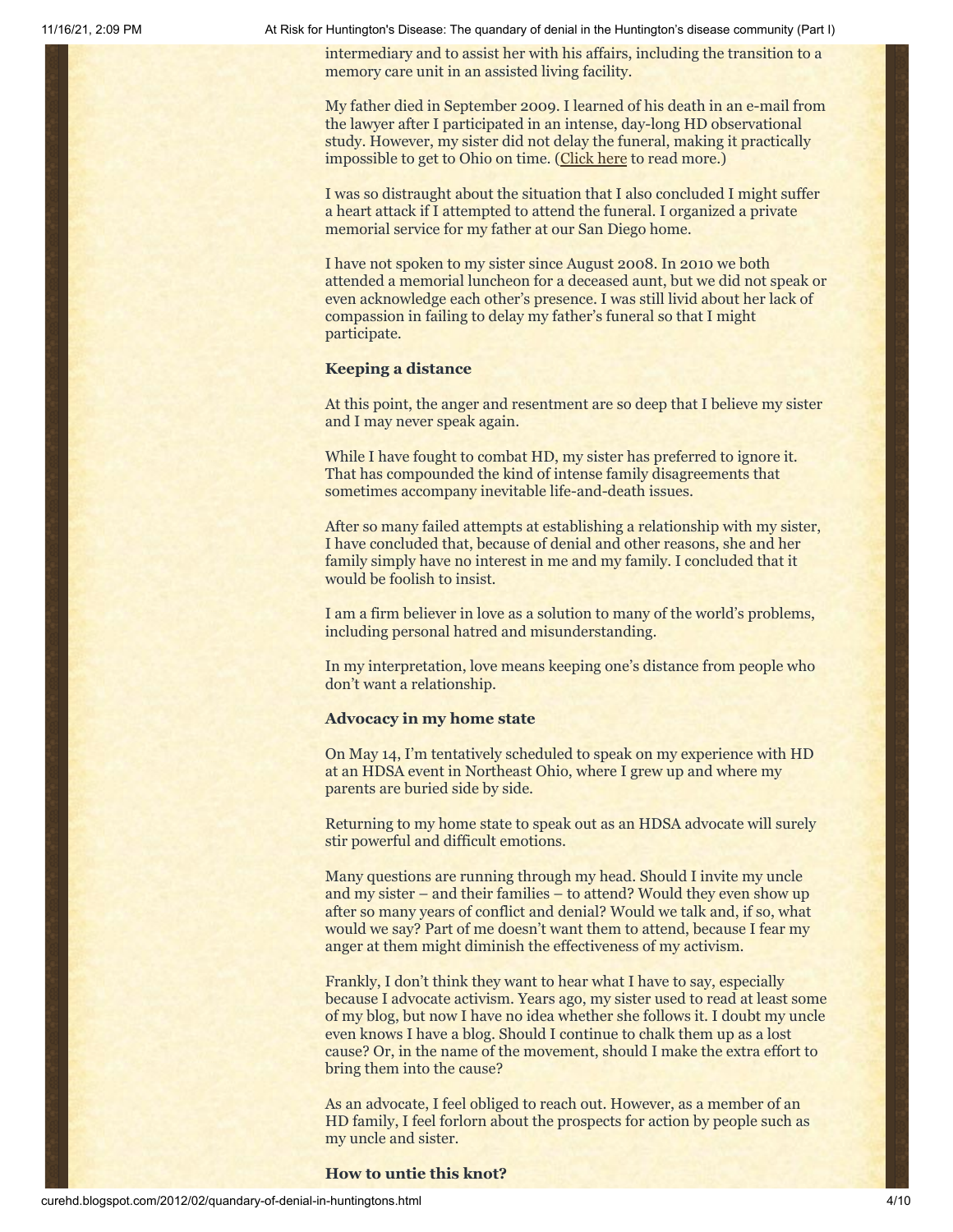intermediary and to assist her with his affairs, including the transition to a memory care unit in an assisted living facility.

My father died in September 2009. I learned of his death in an e-mail from the lawyer after I participated in an intense, day-long HD observational study. However, my sister did not delay the funeral, making it practically impossible to get to Ohio on time. (Click here to read more.)

I was so distraught about the situation that I also concluded I might suffer a heart attack if I attempted to attend the funeral. I organized a private memorial service for my father at our San Diego home.

I have not spoken to my sister since August 2008. In 2010 we both attended a memorial luncheon for a deceased aunt, but we did not speak or even acknowledge each other's presence. I was still livid about her lack of compassion in failing to delay my father's funeral so that I might participate.

**Keeping a distance**

At this point, the anger and resentment are so deep that I believe my sister and I may never speak again.

While I have fought to combat HD, my sister has preferred to ignore it. That has compounded the kind of intense family disagreements that sometimes accompany inevitable life-and-death issues.

After so many failed attempts at establishing a relationship with my sister, I have concluded that, because of denial and other reasons, she and her family simply have no interest in me and my family. I concluded that it would be foolish to insist.

I am a firm believer in love as a solution to many of the world's problems, including personal hatred and misunderstanding.

In my interpretation, love means keeping one's distance from people who don't want a relationship.

**Advocacy in my home state**

On May 14, I'm tentatively scheduled to speak on my experience with HD at an HDSA event in Northeast Ohio, where I grew up and where my parents are buried side by side.

Returning to my home state to speak out as an HDSA advocate will surely stir powerful and difficult emotions.

Many questions are running through my head. Should I invite my uncle and my sister – and their families – to attend? Would they even show up after so many years of conflict and denial? Would we talk and, if so, what would we say? Part of me doesn't want them to attend, because I fear my anger at them might diminish the effectiveness of my activism.

Frankly, I don't think they want to hear what I have to say, especially because I advocate activism. Years ago, my sister used to read at least some of my blog, but now I have no idea whether she follows it. I doubt my uncle even knows I have a blog. Should I continue to chalk them up as a lost cause? Or, in the name of the movement, should I make the extra effort to bring them into the cause?

As an advocate, I feel obliged to reach out. However, as a member of an HD family, I feel forlorn about the prospects for action by people such as my uncle and sister.

**How to untie this knot?**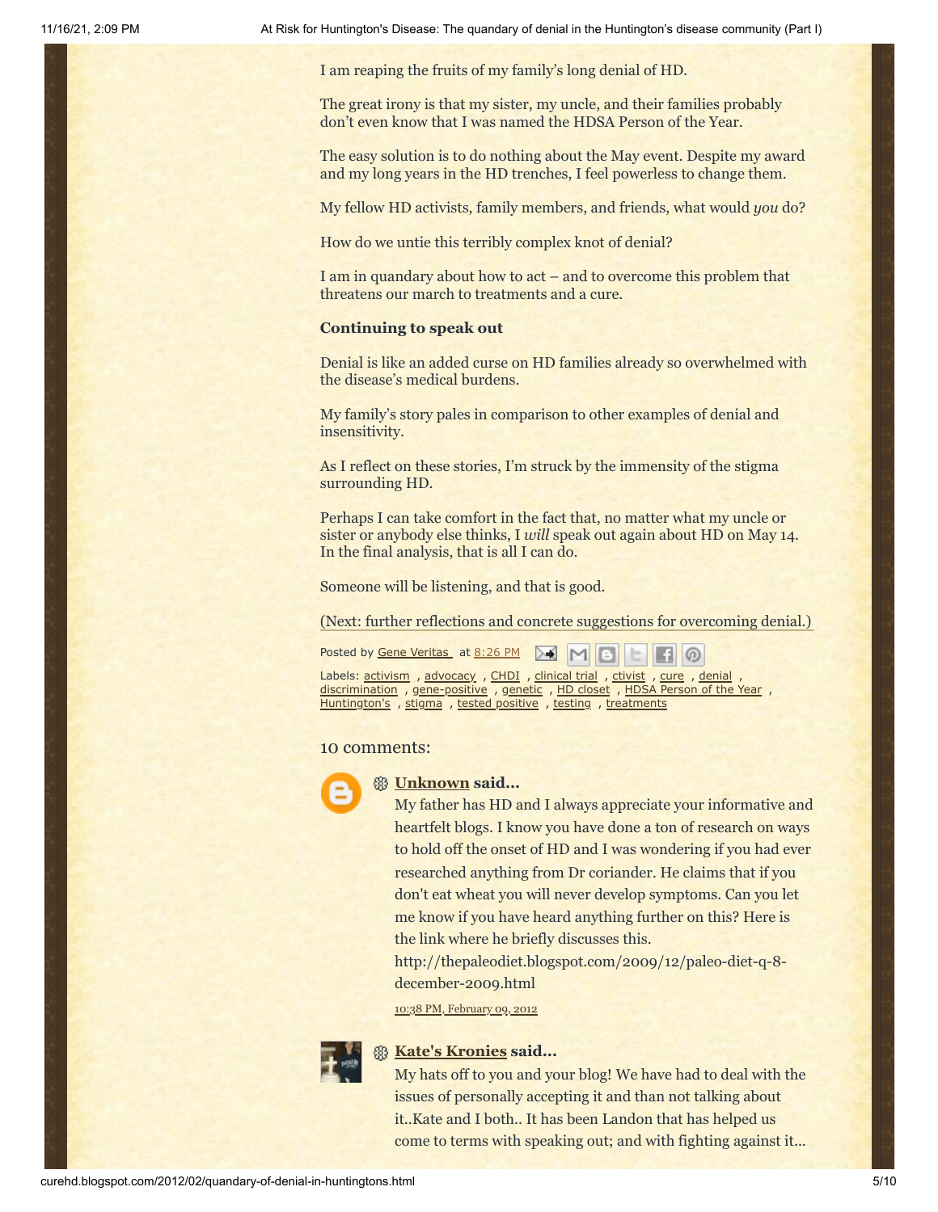I am reaping the fruits of my family's long denial of HD.

The great irony is that my sister, my uncle, and their families probably don't even know that I was named the HDSA Person of the Year.

The easy solution is to do nothing about the May event. Despite my award and my long years in the HD trenches, I feel powerless to change them.

My fellow HD activists, family members, and friends, what would *you* do?

How do we untie this terribly complex knot of denial?

I am in quandary about how to act – and to overcome this problem that threatens our march to treatments and a cure.

**Continuing to speak out**

Denial is like an added curse on HD families already so overwhelmed with the disease's medical burdens.

My family's story pales in comparison to other examples of denial and insensitivity.

As I reflect on these stories, I'm struck by the immensity of the stigma surrounding HD.

Perhaps I can take comfort in the fact that, no matter what my uncle or sister or anybody else thinks, I *will* speak out again about HD on May 14. In the final analysis, that is all I can do.

Someone will be listening, and that is good.

(Next: further reflections and concrete suggestions for overcoming denial.)

Posted by Gene Veritas at 8:26 PM

Labels: activism , advocacy , CHDI , clinical trial , ctivist , cure , denial , discrimination , gene-positive , genetic , HD closet , HDSA Person of the Year , Huntington's , stigma , tested positive , testing , treatments

## 10 comments:

**Unknown said...**

My father has HD and I always appreciate your informative and heartfelt blogs. I know you have done a ton of research on ways to hold off the onset of HD and I was wondering if you had ever researched anything from Dr coriander. He claims that if you don't eat wheat you will never develop symptoms. Can you let me know if you have heard anything further on this? Here is the link where he briefly discusses this. http://thepaleodiet.blogspot.com/2009/12/paleo-diet-q-8-december-2009.html

10:38 PM, February 09, 2012

**Kate's Kronies said...**

My hats off to you and your blog! We have had to deal with the issues of personally accepting it and than not talking about it..Kate and I both.. It has been Landon that has helped us come to terms with speaking out; and with fighting against it...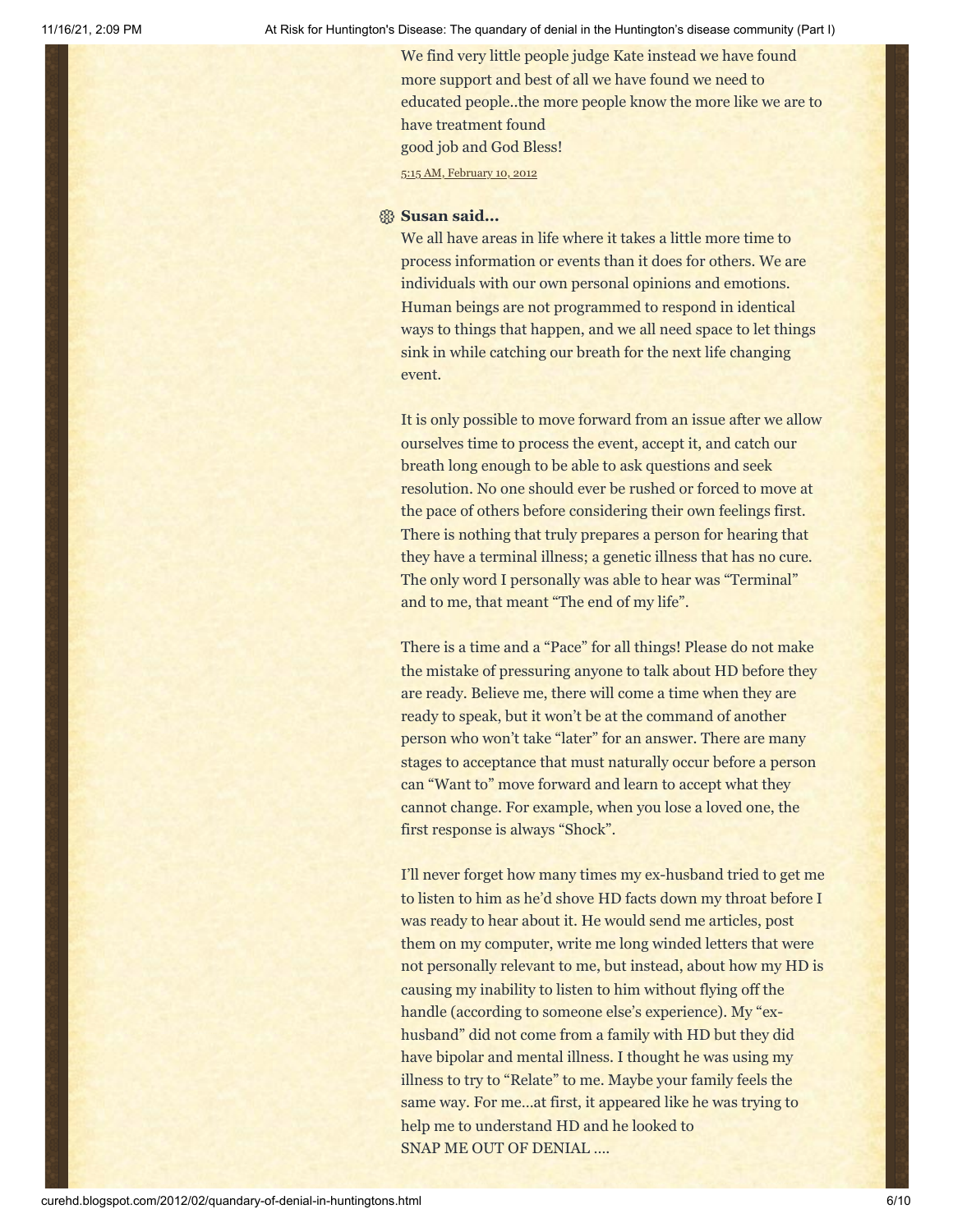We find very little people judge Kate instead we have found more support and best of all we have found we need to educated people..the more people know the more like we are to have treatment found
good job and God Bless!

5:15 AM, February 10, 2012

**Susan said...**

We all have areas in life where it takes a little more time to process information or events than it does for others. We are individuals with our own personal opinions and emotions. Human beings are not programmed to respond in identical ways to things that happen, and we all need space to let things sink in while catching our breath for the next life changing event.

It is only possible to move forward from an issue after we allow ourselves time to process the event, accept it, and catch our breath long enough to be able to ask questions and seek resolution. No one should ever be rushed or forced to move at the pace of others before considering their own feelings first. There is nothing that truly prepares a person for hearing that they have a terminal illness; a genetic illness that has no cure. The only word I personally was able to hear was "Terminal" and to me, that meant "The end of my life".

There is a time and a "Pace" for all things! Please do not make the mistake of pressuring anyone to talk about HD before they are ready. Believe me, there will come a time when they are ready to speak, but it won't be at the command of another person who won't take "later" for an answer. There are many stages to acceptance that must naturally occur before a person can "Want to" move forward and learn to accept what they cannot change. For example, when you lose a loved one, the first response is always "Shock".

I'll never forget how many times my ex-husband tried to get me to listen to him as he'd shove HD facts down my throat before I was ready to hear about it. He would send me articles, post them on my computer, write me long winded letters that were not personally relevant to me, but instead, about how my HD is causing my inability to listen to him without flying off the handle (according to someone else's experience). My "ex-husband" did not come from a family with HD but they did have bipolar and mental illness. I thought he was using my illness to try to "Relate" to me. Maybe your family feels the same way. For me...at first, it appeared like he was trying to help me to understand HD and he looked to
SNAP ME OUT OF DENIAL ....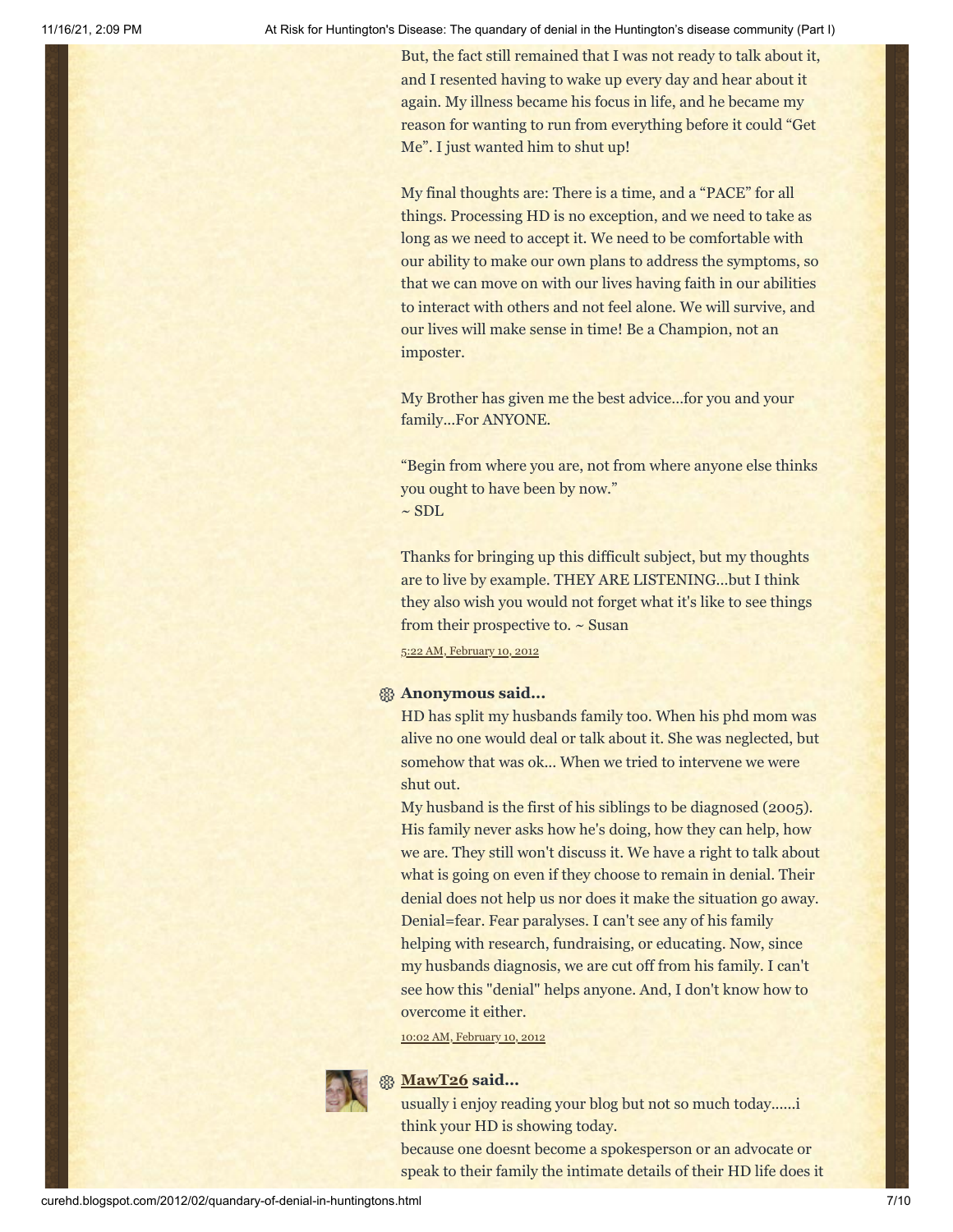But, the fact still remained that I was not ready to talk about it, and I resented having to wake up every day and hear about it again. My illness became his focus in life, and he became my reason for wanting to run from everything before it could "Get Me". I just wanted him to shut up!

My final thoughts are: There is a time, and a "PACE" for all things. Processing HD is no exception, and we need to take as long as we need to accept it. We need to be comfortable with our ability to make our own plans to address the symptoms, so that we can move on with our lives having faith in our abilities to interact with others and not feel alone. We will survive, and our lives will make sense in time! Be a Champion, not an imposter.

My Brother has given me the best advice...for you and your family...For ANYONE.

"Begin from where you are, not from where anyone else thinks you ought to have been by now."
~ SDL

Thanks for bringing up this difficult subject, but my thoughts are to live by example. THEY ARE LISTENING...but I think they also wish you would not forget what it's like to see things from their prospective to. ~ Susan

5:22 AM, February 10, 2012

**Anonymous said...**

HD has split my husbands family too. When his phd mom was alive no one would deal or talk about it. She was neglected, but somehow that was ok... When we tried to intervene we were shut out.
My husband is the first of his siblings to be diagnosed (2005). His family never asks how he's doing, how they can help, how we are. They still won't discuss it. We have a right to talk about what is going on even if they choose to remain in denial. Their denial does not help us nor does it make the situation go away. Denial=fear. Fear paralyses. I can't see any of his family helping with research, fundraising, or educating. Now, since my husbands diagnosis, we are cut off from his family. I can't see how this "denial" helps anyone. And, I don't know how to overcome it either.

10:02 AM, February 10, 2012

**MawT26 said...**

usually i enjoy reading your blog but not so much today......i think your HD is showing today.
because one doesnt become a spokesperson or an advocate or speak to their family the intimate details of their HD life does it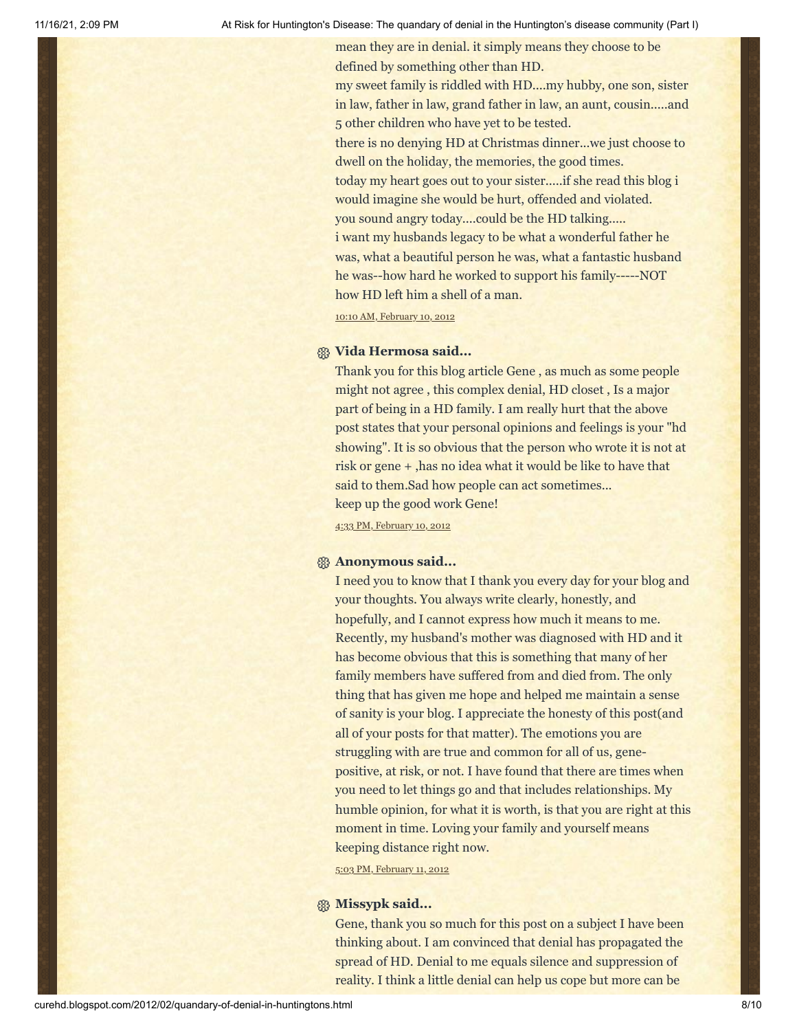mean they are in denial. it simply means they choose to be defined by something other than HD.
my sweet family is riddled with HD....my hubby, one son, sister in law, father in law, grand father in law, an aunt, cousin.....and 5 other children who have yet to be tested.
there is no denying HD at Christmas dinner...we just choose to dwell on the holiday, the memories, the good times.
today my heart goes out to your sister.....if she read this blog i would imagine she would be hurt, offended and violated.
you sound angry today....could be the HD talking.....
i want my husbands legacy to be what a wonderful father he was, what a beautiful person he was, what a fantastic husband he was--how hard he worked to support his family-----NOT how HD left him a shell of a man.

10:10 AM, February 10, 2012

**Vida Hermosa said...**

Thank you for this blog article Gene , as much as some people might not agree , this complex denial, HD closet , Is a major part of being in a HD family. I am really hurt that the above post states that your personal opinions and feelings is your "hd showing". It is so obvious that the person who wrote it is not at risk or gene + ,has no idea what it would be like to have that said to them.Sad how people can act sometimes...
keep up the good work Gene!

4:33 PM, February 10, 2012

**Anonymous said...**

I need you to know that I thank you every day for your blog and your thoughts. You always write clearly, honestly, and hopefully, and I cannot express how much it means to me. Recently, my husband's mother was diagnosed with HD and it has become obvious that this is something that many of her family members have suffered from and died from. The only thing that has given me hope and helped me maintain a sense of sanity is your blog. I appreciate the honesty of this post(and all of your posts for that matter). The emotions you are struggling with are true and common for all of us, gene-positive, at risk, or not. I have found that there are times when you need to let things go and that includes relationships. My humble opinion, for what it is worth, is that you are right at this moment in time. Loving your family and yourself means keeping distance right now.

5:03 PM, February 11, 2012

**Missypk said...**

Gene, thank you so much for this post on a subject I have been thinking about. I am convinced that denial has propagated the spread of HD. Denial to me equals silence and suppression of reality. I think a little denial can help us cope but more can be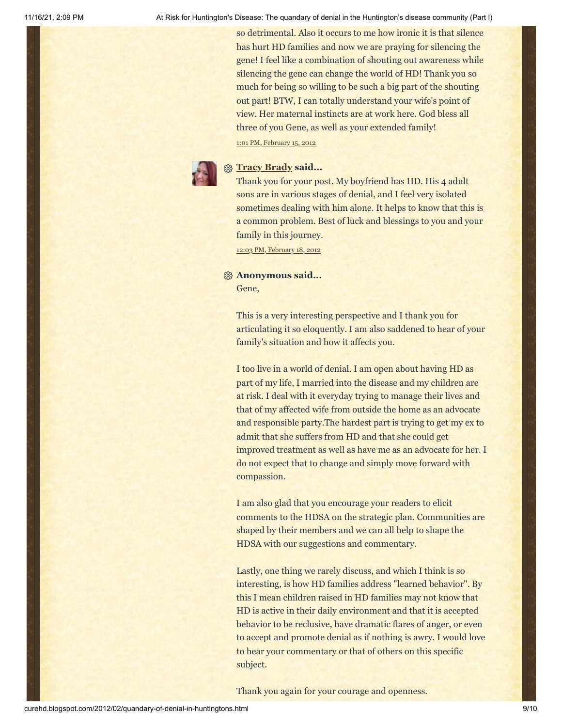so detrimental. Also it occurs to me how ironic it is that silence has hurt HD families and now we are praying for silencing the gene! I feel like a combination of shouting out awareness while silencing the gene can change the world of HD! Thank you so much for being so willing to be such a big part of the shouting out part! BTW, I can totally understand your wife's point of view. Her maternal instincts are at work here. God bless all three of you Gene, as well as your extended family!

1:01 PM, February 15, 2012

**Tracy Brady said...**

Thank you for your post. My boyfriend has HD. His 4 adult sons are in various stages of denial, and I feel very isolated sometimes dealing with him alone. It helps to know that this is a common problem. Best of luck and blessings to you and your family in this journey.

12:03 PM, February 18, 2012

**Anonymous said...**

Gene,

This is a very interesting perspective and I thank you for articulating it so eloquently. I am also saddened to hear of your family's situation and how it affects you.

I too live in a world of denial. I am open about having HD as part of my life, I married into the disease and my children are at risk. I deal with it everyday trying to manage their lives and that of my affected wife from outside the home as an advocate and responsible party.The hardest part is trying to get my ex to admit that she suffers from HD and that she could get improved treatment as well as have me as an advocate for her. I do not expect that to change and simply move forward with compassion.

I am also glad that you encourage your readers to elicit comments to the HDSA on the strategic plan. Communities are shaped by their members and we can all help to shape the HDSA with our suggestions and commentary.

Lastly, one thing we rarely discuss, and which I think is so interesting, is how HD families address "learned behavior". By this I mean children raised in HD families may not know that HD is active in their daily environment and that it is accepted behavior to be reclusive, have dramatic flares of anger, or even to accept and promote denial as if nothing is awry. I would love to hear your commentary or that of others on this specific subject.

Thank you again for your courage and openness.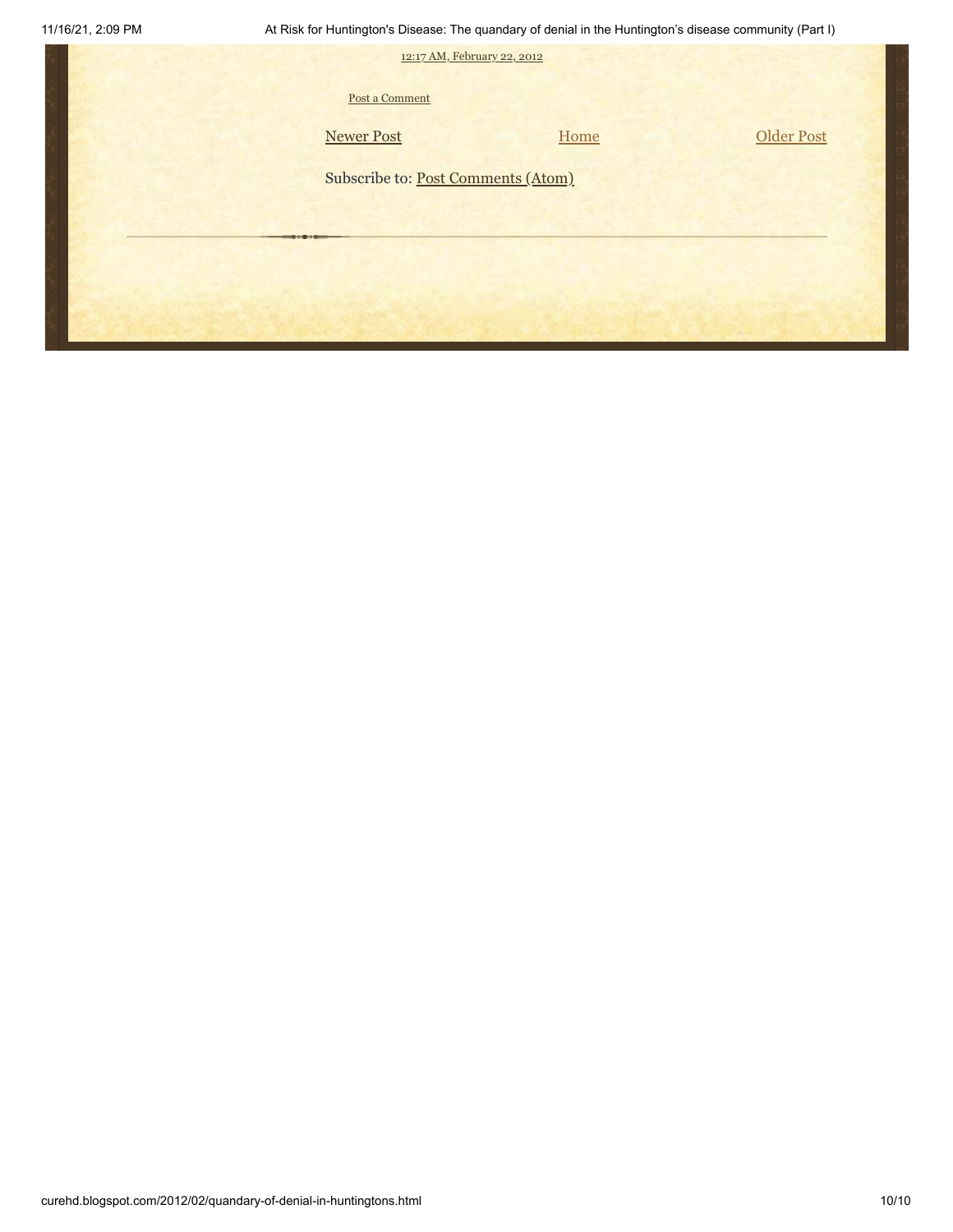12:17 AM, February 22, 2012

Post a Comment

Newer Post Home Older Post

Subscribe to: Post Comments (Atom)